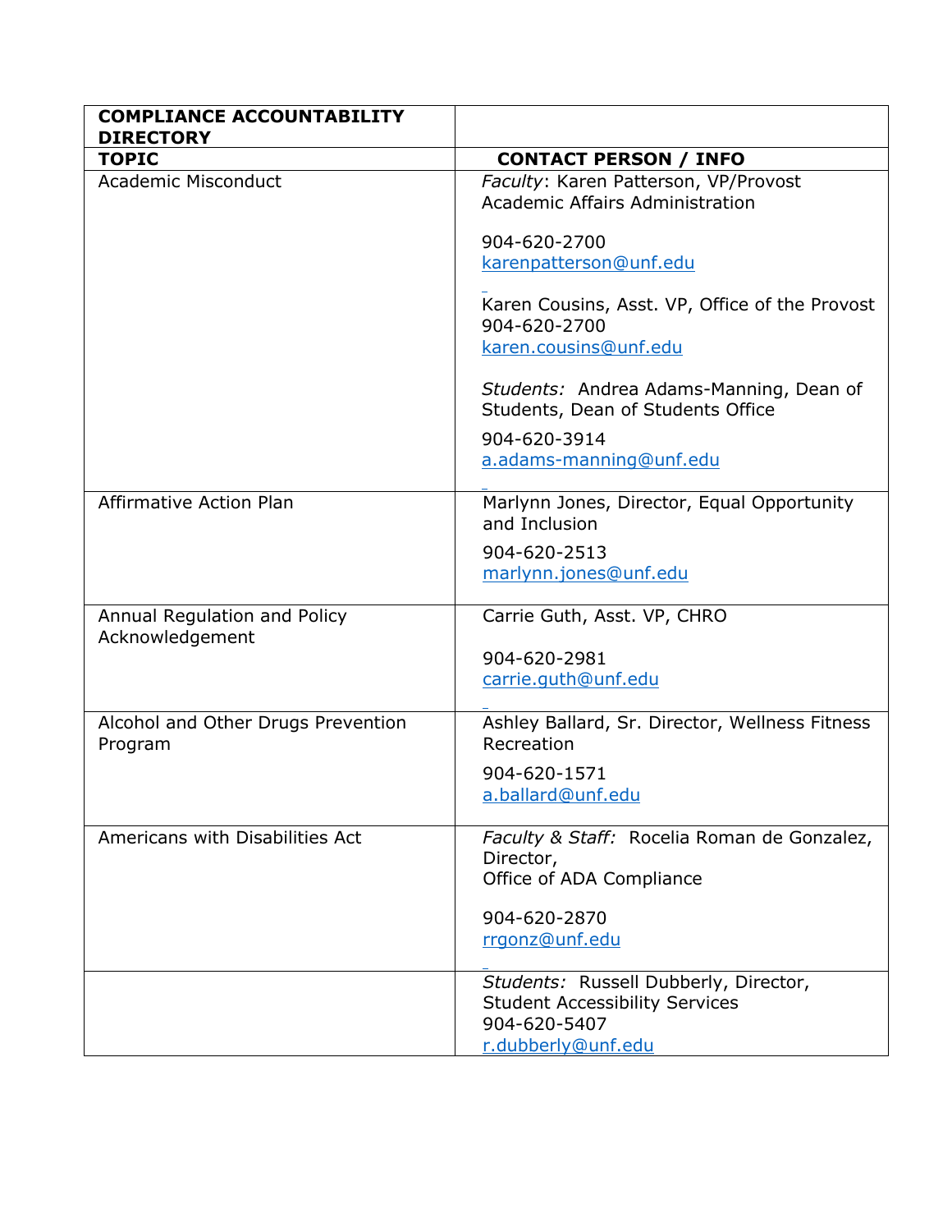| COMPLIANCE ACCOUNTABILITY DIRECTORY | |
|---|---|
| **TOPIC** | **CONTACT PERSON / INFO** |
| Academic Misconduct | *Faculty*: Karen Patterson, VP/Provost Academic Affairs Administration<br><br>904-620-2700<br>karenpatterson@unf.edu<br><br>Karen Cousins, Asst. VP, Office of the Provost<br>904-620-2700<br>karen.cousins@unf.edu<br><br>*Students:* Andrea Adams-Manning, Dean of Students, Dean of Students Office<br><br>904-620-3914<br>a.adams-manning@unf.edu |
| Affirmative Action Plan | Marlynn Jones, Director, Equal Opportunity and Inclusion<br><br>904-620-2513<br>marlynn.jones@unf.edu |
| Annual Regulation and Policy Acknowledgement | Carrie Guth, Asst. VP, CHRO<br><br>904-620-2981<br>carrie.guth@unf.edu |
| Alcohol and Other Drugs Prevention Program | Ashley Ballard, Sr. Director, Wellness Fitness Recreation<br><br>904-620-1571<br>a.ballard@unf.edu |
| Americans with Disabilities Act | *Faculty & Staff:* Rocelia Roman de Gonzalez, Director,<br>Office of ADA Compliance<br><br>904-620-2870<br>rrgonz@unf.edu |
| | *Students:* Russell Dubberly, Director, Student Accessibility Services<br>904-620-5407<br>r.dubberly@unf.edu |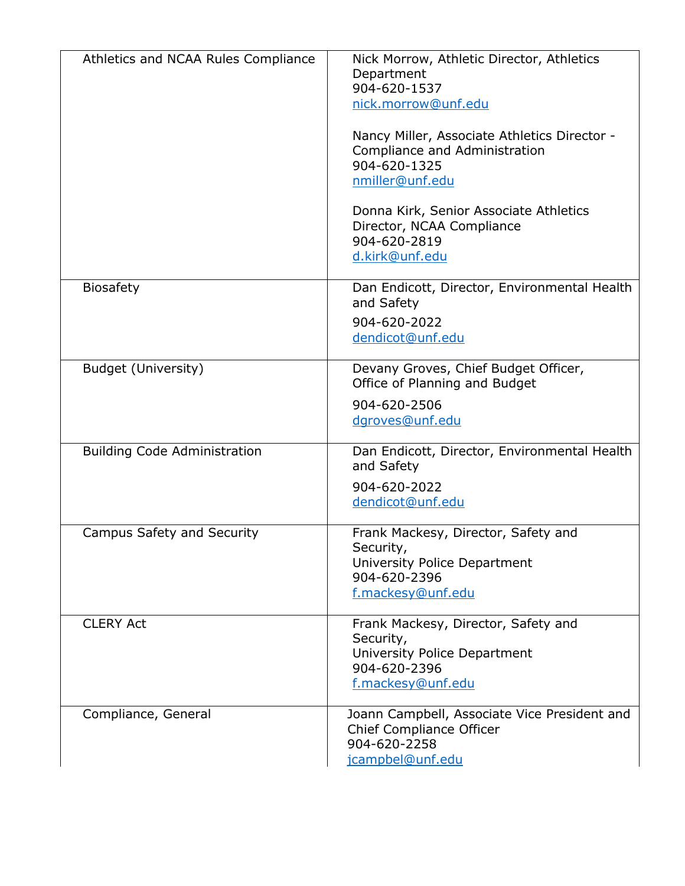| | |
|---|---|
| Athletics and NCAA Rules Compliance | Nick Morrow, Athletic Director, Athletics Department<br>904-620-1537<br>nick.morrow@unf.edu<br><br>Nancy Miller, Associate Athletics Director - Compliance and Administration<br>904-620-1325<br>nmiller@unf.edu<br><br>Donna Kirk, Senior Associate Athletics Director, NCAA Compliance<br>904-620-2819<br>d.kirk@unf.edu |
| Biosafety | Dan Endicott, Director, Environmental Health and Safety<br>904-620-2022<br>dendicot@unf.edu |
| Budget (University) | Devany Groves, Chief Budget Officer, Office of Planning and Budget<br>904-620-2506<br>dgroves@unf.edu |
| Building Code Administration | Dan Endicott, Director, Environmental Health and Safety<br>904-620-2022<br>dendicot@unf.edu |
| Campus Safety and Security | Frank Mackesy, Director, Safety and Security,<br>University Police Department<br>904-620-2396<br>f.mackesy@unf.edu |
| CLERY Act | Frank Mackesy, Director, Safety and Security,<br>University Police Department<br>904-620-2396<br>f.mackesy@unf.edu |
| Compliance, General | Joann Campbell, Associate Vice President and Chief Compliance Officer<br>904-620-2258<br>jcampbel@unf.edu |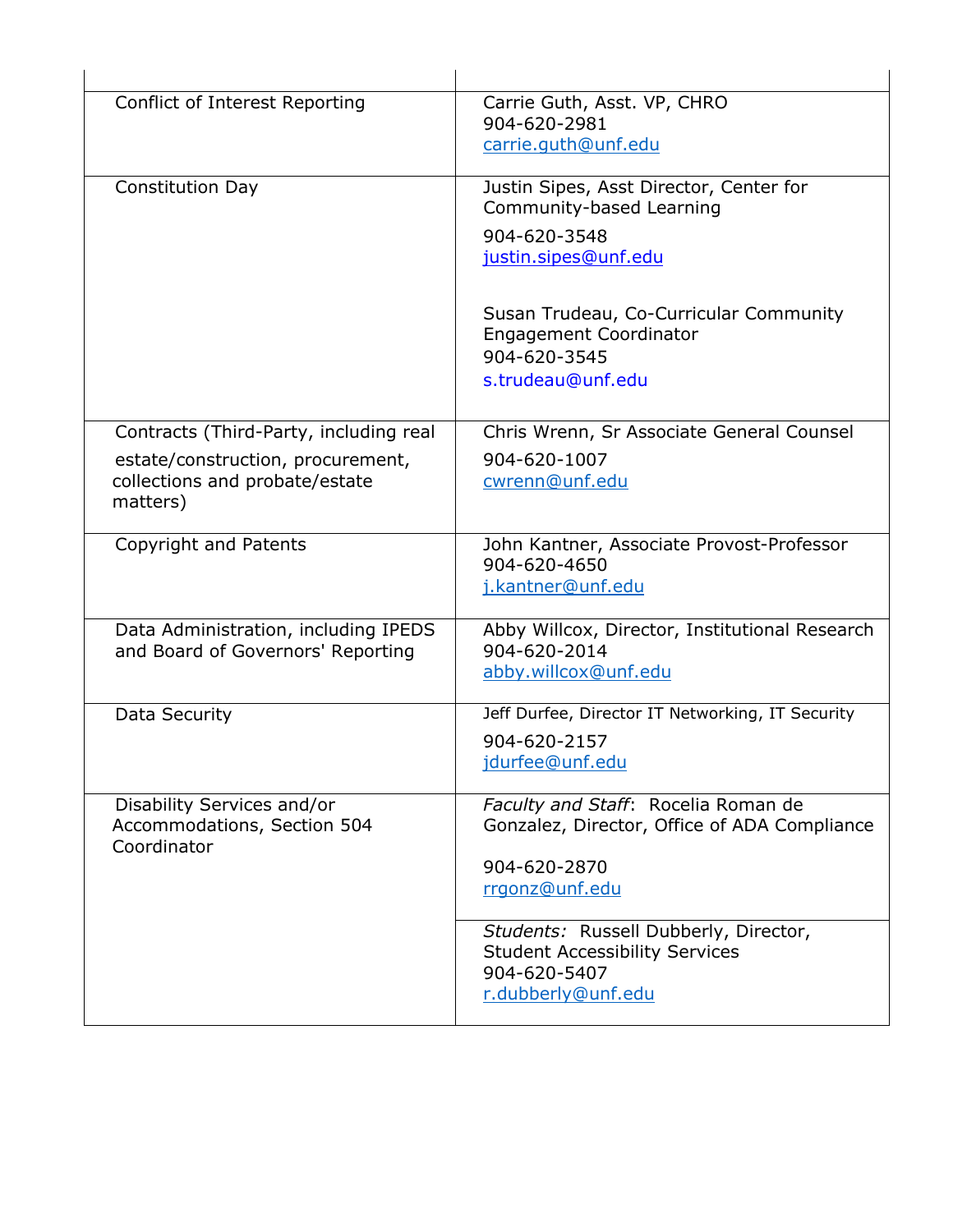| | |
|---|---|
| Conflict of Interest Reporting | Carrie Guth, Asst. VP, CHRO<br>904-620-2981<br>carrie.guth@unf.edu |
| Constitution Day | Justin Sipes, Asst Director, Center for Community-based Learning<br>904-620-3548<br>justin.sipes@unf.edu<br><br>Susan Trudeau, Co-Curricular Community Engagement Coordinator<br>904-620-3545<br>s.trudeau@unf.edu |
| Contracts (Third-Party, including real estate/construction, procurement, collections and probate/estate matters) | Chris Wrenn, Sr Associate General Counsel<br>904-620-1007<br>cwrenn@unf.edu |
| Copyright and Patents | John Kantner, Associate Provost-Professor<br>904-620-4650<br>j.kantner@unf.edu |
| Data Administration, including IPEDS and Board of Governors' Reporting | Abby Willcox, Director, Institutional Research<br>904-620-2014<br>abby.willcox@unf.edu |
| Data Security | Jeff Durfee, Director IT Networking, IT Security<br>904-620-2157<br>jdurfee@unf.edu |
| Disability Services and/or Accommodations, Section 504 Coordinator | *Faculty and Staff*: Rocelia Roman de Gonzalez, Director, Office of ADA Compliance<br>904-620-2870<br>rrgonz@unf.edu |
| | *Students:* Russell Dubberly, Director, Student Accessibility Services<br>904-620-5407<br>r.dubberly@unf.edu |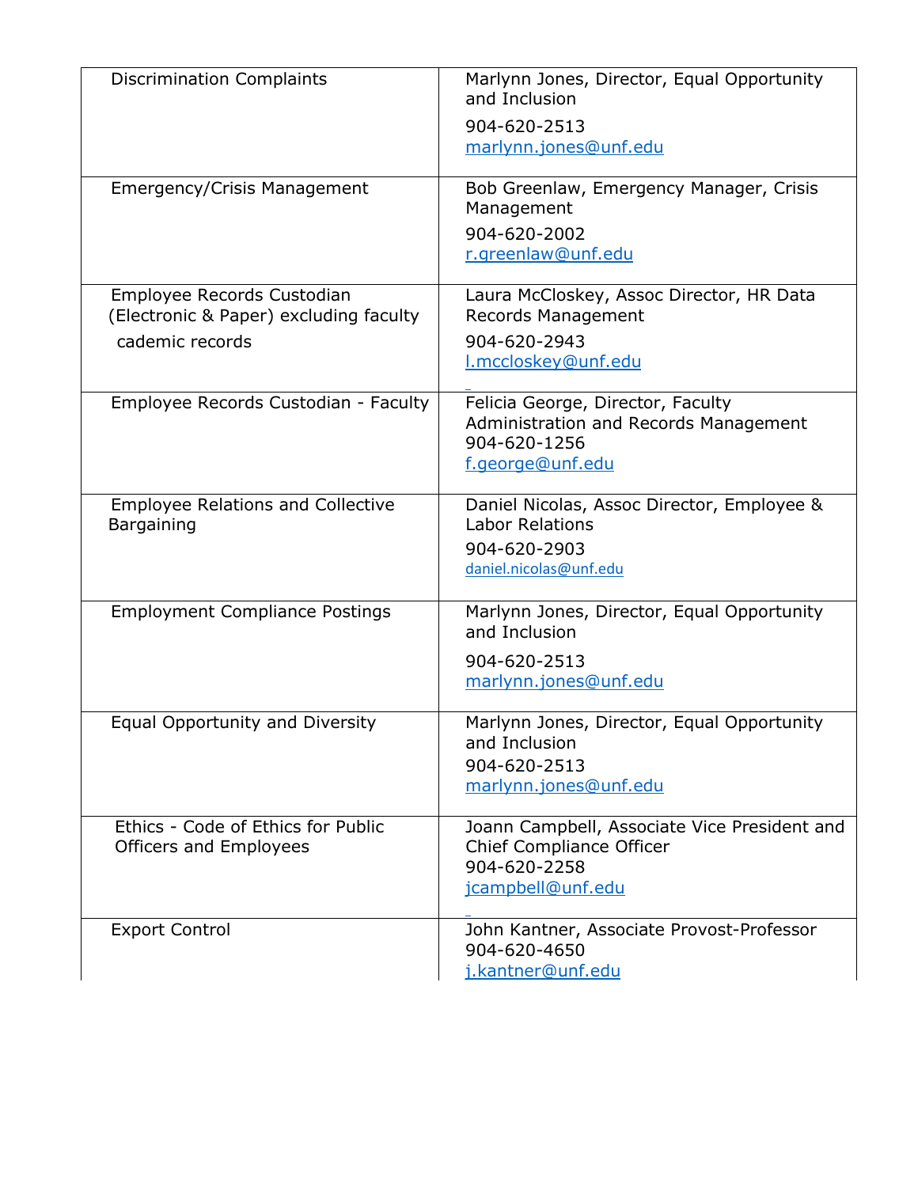| | |
|---|---|
| Discrimination Complaints | Marlynn Jones, Director, Equal Opportunity and Inclusion<br>904-620-2513<br>marlynn.jones@unf.edu |
| Emergency/Crisis Management | Bob Greenlaw, Emergency Manager, Crisis Management<br>904-620-2002<br>r.greenlaw@unf.edu |
| Employee Records Custodian (Electronic & Paper) excluding faculty cademic records | Laura McCloskey, Assoc Director, HR Data Records Management<br>904-620-2943<br>l.mccloskey@unf.edu |
| Employee Records Custodian - Faculty | Felicia George, Director, Faculty Administration and Records Management<br>904-620-1256<br>f.george@unf.edu |
| Employee Relations and Collective Bargaining | Daniel Nicolas, Assoc Director, Employee & Labor Relations<br>904-620-2903<br>daniel.nicolas@unf.edu |
| Employment Compliance Postings | Marlynn Jones, Director, Equal Opportunity and Inclusion<br>904-620-2513<br>marlynn.jones@unf.edu |
| Equal Opportunity and Diversity | Marlynn Jones, Director, Equal Opportunity and Inclusion<br>904-620-2513<br>marlynn.jones@unf.edu |
| Ethics - Code of Ethics for Public Officers and Employees | Joann Campbell, Associate Vice President and Chief Compliance Officer<br>904-620-2258<br>jcampbell@unf.edu |
| Export Control | John Kantner, Associate Provost-Professor<br>904-620-4650<br>j.kantner@unf.edu |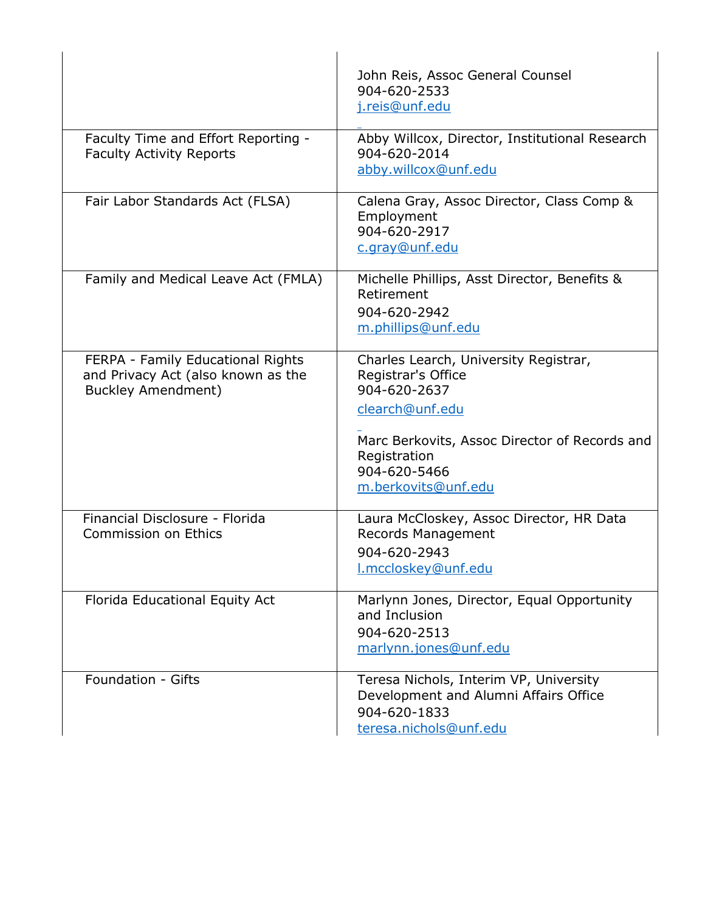| | |
|---|---|
| | John Reis, Assoc General Counsel<br>904-620-2533<br>j.reis@unf.edu |
| Faculty Time and Effort Reporting - Faculty Activity Reports | Abby Willcox, Director, Institutional Research<br>904-620-2014<br>abby.willcox@unf.edu |
| Fair Labor Standards Act (FLSA) | Calena Gray, Assoc Director, Class Comp & Employment<br>904-620-2917<br>c.gray@unf.edu |
| Family and Medical Leave Act (FMLA) | Michelle Phillips, Asst Director, Benefits & Retirement<br>904-620-2942<br>m.phillips@unf.edu |
| FERPA - Family Educational Rights and Privacy Act (also known as the Buckley Amendment) | Charles Learch, University Registrar, Registrar's Office<br>904-620-2637<br>clearch@unf.edu<br><br>Marc Berkovits, Assoc Director of Records and Registration<br>904-620-5466<br>m.berkovits@unf.edu |
| Financial Disclosure - Florida Commission on Ethics | Laura McCloskey, Assoc Director, HR Data Records Management<br>904-620-2943<br>l.mccloskey@unf.edu |
| Florida Educational Equity Act | Marlynn Jones, Director, Equal Opportunity and Inclusion<br>904-620-2513<br>marlynn.jones@unf.edu |
| Foundation - Gifts | Teresa Nichols, Interim VP, University Development and Alumni Affairs Office<br>904-620-1833<br>teresa.nichols@unf.edu |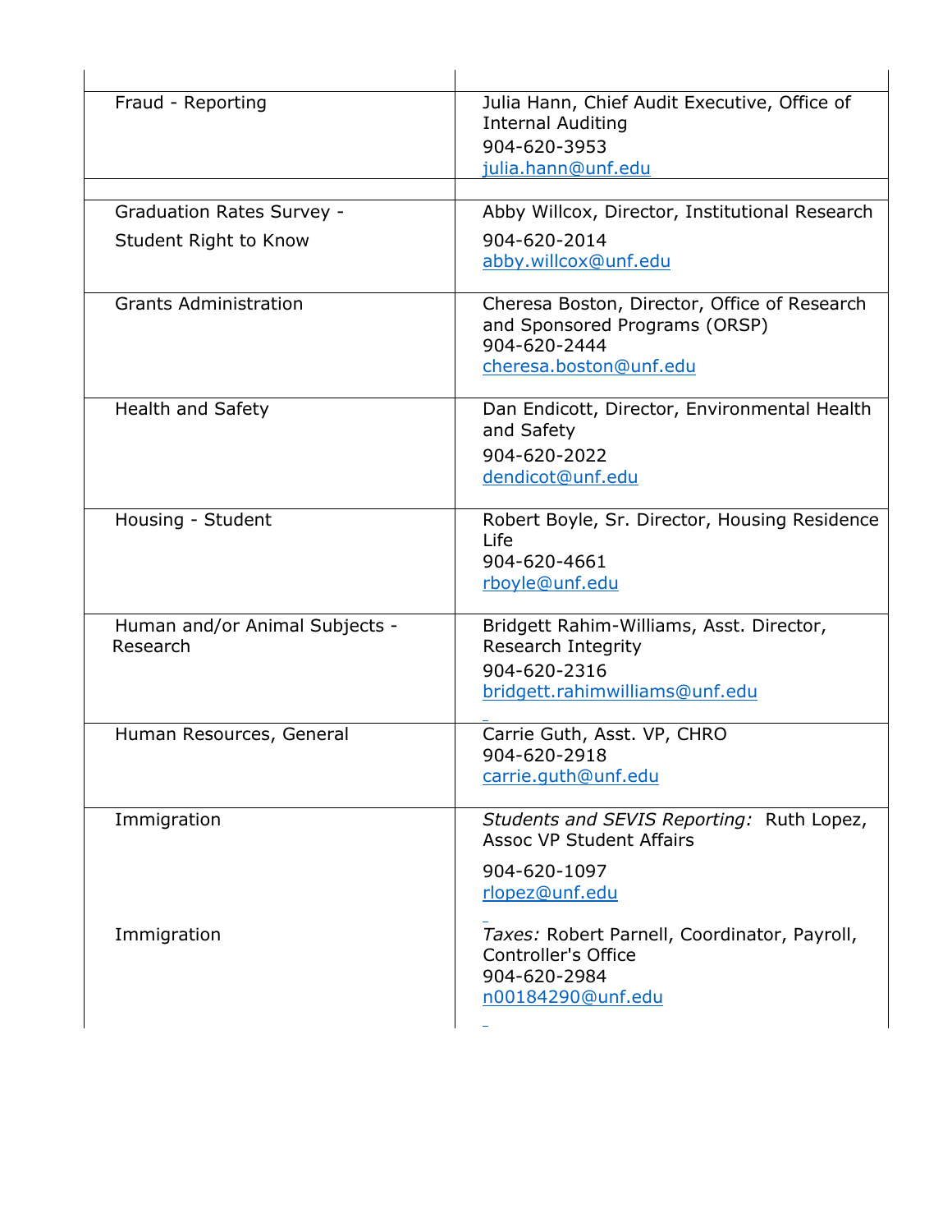| | |
|---|---|
| Fraud - Reporting | Julia Hann, Chief Audit Executive, Office of Internal Auditing<br>904-620-3953<br>julia.hann@unf.edu |
| | |
| Graduation Rates Survey -<br>Student Right to Know | Abby Willcox, Director, Institutional Research<br>904-620-2014<br>abby.willcox@unf.edu |
| Grants Administration | Cheresa Boston, Director, Office of Research and Sponsored Programs (ORSP)<br>904-620-2444<br>cheresa.boston@unf.edu |
| Health and Safety | Dan Endicott, Director, Environmental Health and Safety<br>904-620-2022<br>dendicot@unf.edu |
| Housing - Student | Robert Boyle, Sr. Director, Housing Residence Life<br>904-620-4661<br>rboyle@unf.edu |
| Human and/or Animal Subjects - Research | Bridgett Rahim-Williams, Asst. Director, Research Integrity<br>904-620-2316<br>bridgett.rahimwilliams@unf.edu |
| Human Resources, General | Carrie Guth, Asst. VP, CHRO<br>904-620-2918<br>carrie.guth@unf.edu |
| Immigration | *Students and SEVIS Reporting:* Ruth Lopez, Assoc VP Student Affairs<br>904-620-1097<br>rlopez@unf.edu |
| Immigration | *Taxes:* Robert Parnell, Coordinator, Payroll, Controller's Office<br>904-620-2984<br>n00184290@unf.edu |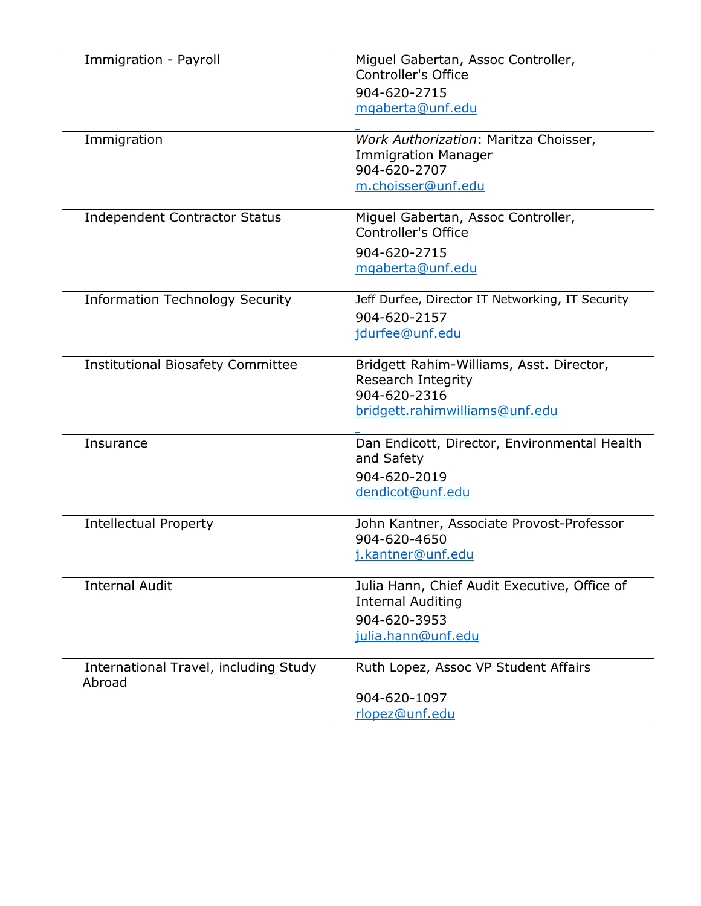| | |
|---|---|
| Immigration - Payroll | Miguel Gabertan, Assoc Controller, Controller's Office<br>904-620-2715<br>mgaberta@unf.edu |
| Immigration | *Work Authorization*: Maritza Choisser, Immigration Manager<br>904-620-2707<br>m.choisser@unf.edu |
| Independent Contractor Status | Miguel Gabertan, Assoc Controller, Controller's Office<br>904-620-2715<br>mgaberta@unf.edu |
| Information Technology Security | Jeff Durfee, Director IT Networking, IT Security<br>904-620-2157<br>jdurfee@unf.edu |
| Institutional Biosafety Committee | Bridgett Rahim-Williams, Asst. Director, Research Integrity<br>904-620-2316<br>bridgett.rahimwilliams@unf.edu |
| Insurance | Dan Endicott, Director, Environmental Health and Safety<br>904-620-2019<br>dendicot@unf.edu |
| Intellectual Property | John Kantner, Associate Provost-Professor<br>904-620-4650<br>j.kantner@unf.edu |
| Internal Audit | Julia Hann, Chief Audit Executive, Office of Internal Auditing<br>904-620-3953<br>julia.hann@unf.edu |
| International Travel, including Study Abroad | Ruth Lopez, Assoc VP Student Affairs<br>904-620-1097<br>rlopez@unf.edu |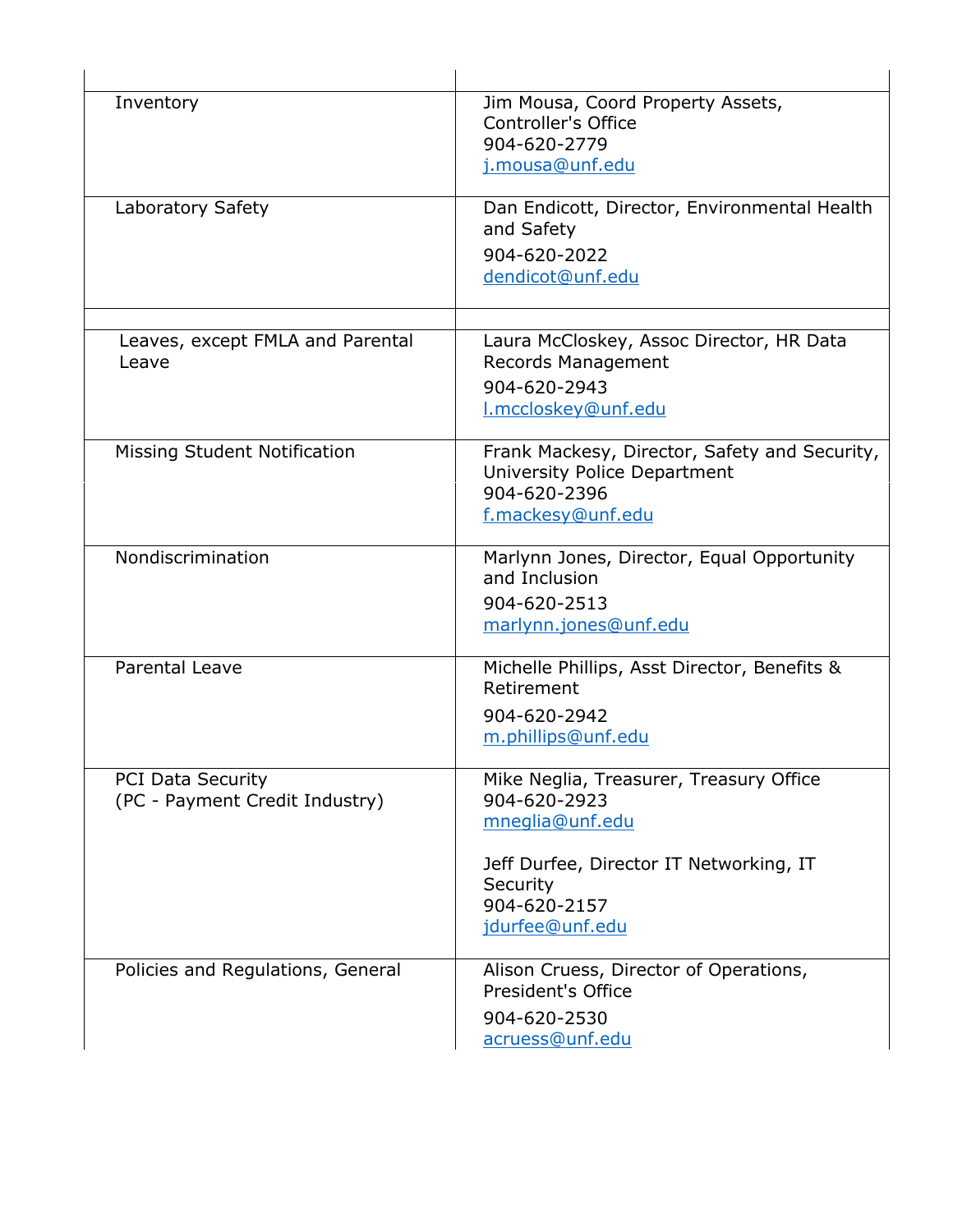| | |
|---|---|
| Inventory | Jim Mousa, Coord Property Assets, Controller's Office<br>904-620-2779<br>j.mousa@unf.edu |
| Laboratory Safety | Dan Endicott, Director, Environmental Health and Safety<br>904-620-2022<br>dendicot@unf.edu |
| | |
| Leaves, except FMLA and Parental Leave | Laura McCloskey, Assoc Director, HR Data Records Management<br>904-620-2943<br>l.mccloskey@unf.edu |
| Missing Student Notification | Frank Mackesy, Director, Safety and Security, University Police Department<br>904-620-2396<br>f.mackesy@unf.edu |
| Nondiscrimination | Marlynn Jones, Director, Equal Opportunity and Inclusion<br>904-620-2513<br>marlynn.jones@unf.edu |
| Parental Leave | Michelle Phillips, Asst Director, Benefits & Retirement<br>904-620-2942<br>m.phillips@unf.edu |
| PCI Data Security<br>(PC - Payment Credit Industry) | Mike Neglia, Treasurer, Treasury Office<br>904-620-2923<br>mneglia@unf.edu<br><br>Jeff Durfee, Director IT Networking, IT Security<br>904-620-2157<br>jdurfee@unf.edu |
| Policies and Regulations, General | Alison Cruess, Director of Operations, President's Office<br>904-620-2530<br>acruess@unf.edu |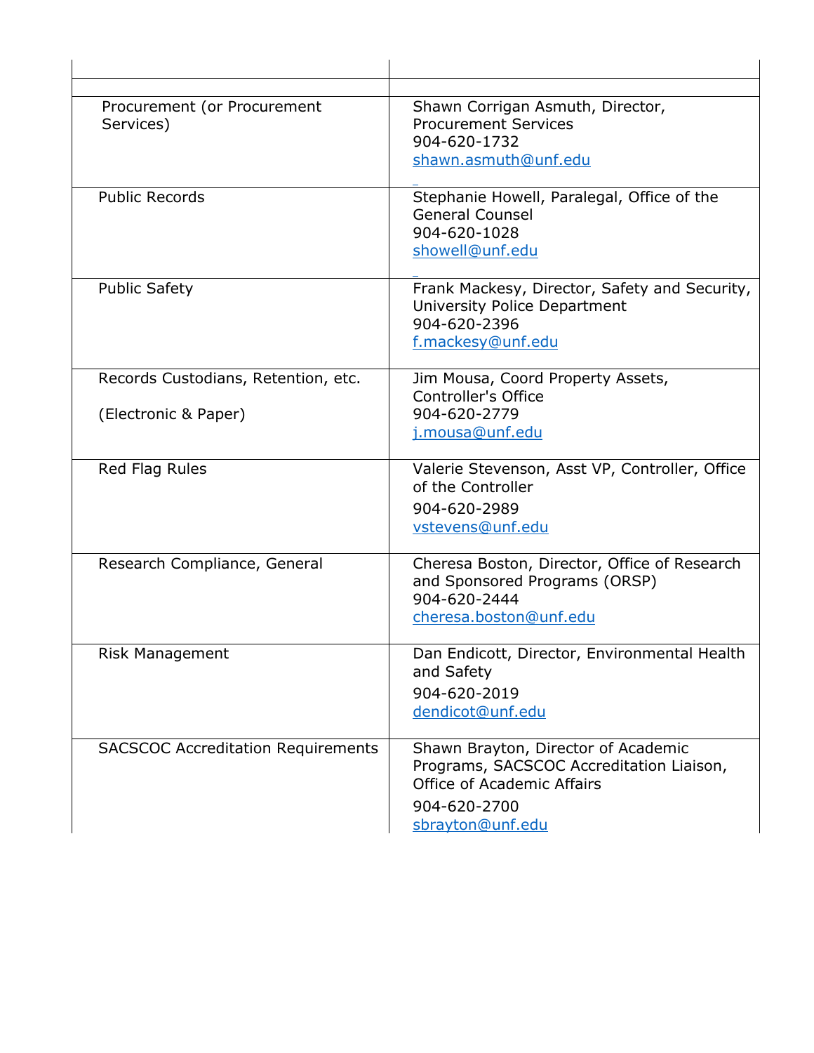| | |
|---|---|
| | |
| Procurement (or Procurement Services) | Shawn Corrigan Asmuth, Director, Procurement Services<br>904-620-1732<br>shawn.asmuth@unf.edu |
| Public Records | Stephanie Howell, Paralegal, Office of the General Counsel<br>904-620-1028<br>showell@unf.edu |
| Public Safety | Frank Mackesy, Director, Safety and Security, University Police Department<br>904-620-2396<br>f.mackesy@unf.edu |
| Records Custodians, Retention, etc.<br><br>(Electronic & Paper) | Jim Mousa, Coord Property Assets, Controller's Office<br>904-620-2779<br>j.mousa@unf.edu |
| Red Flag Rules | Valerie Stevenson, Asst VP, Controller, Office of the Controller<br>904-620-2989<br>vstevens@unf.edu |
| Research Compliance, General | Cheresa Boston, Director, Office of Research and Sponsored Programs (ORSP)<br>904-620-2444<br>cheresa.boston@unf.edu |
| Risk Management | Dan Endicott, Director, Environmental Health and Safety<br>904-620-2019<br>dendicot@unf.edu |
| SACSCOC Accreditation Requirements | Shawn Brayton, Director of Academic Programs, SACSCOC Accreditation Liaison, Office of Academic Affairs<br>904-620-2700<br>sbrayton@unf.edu |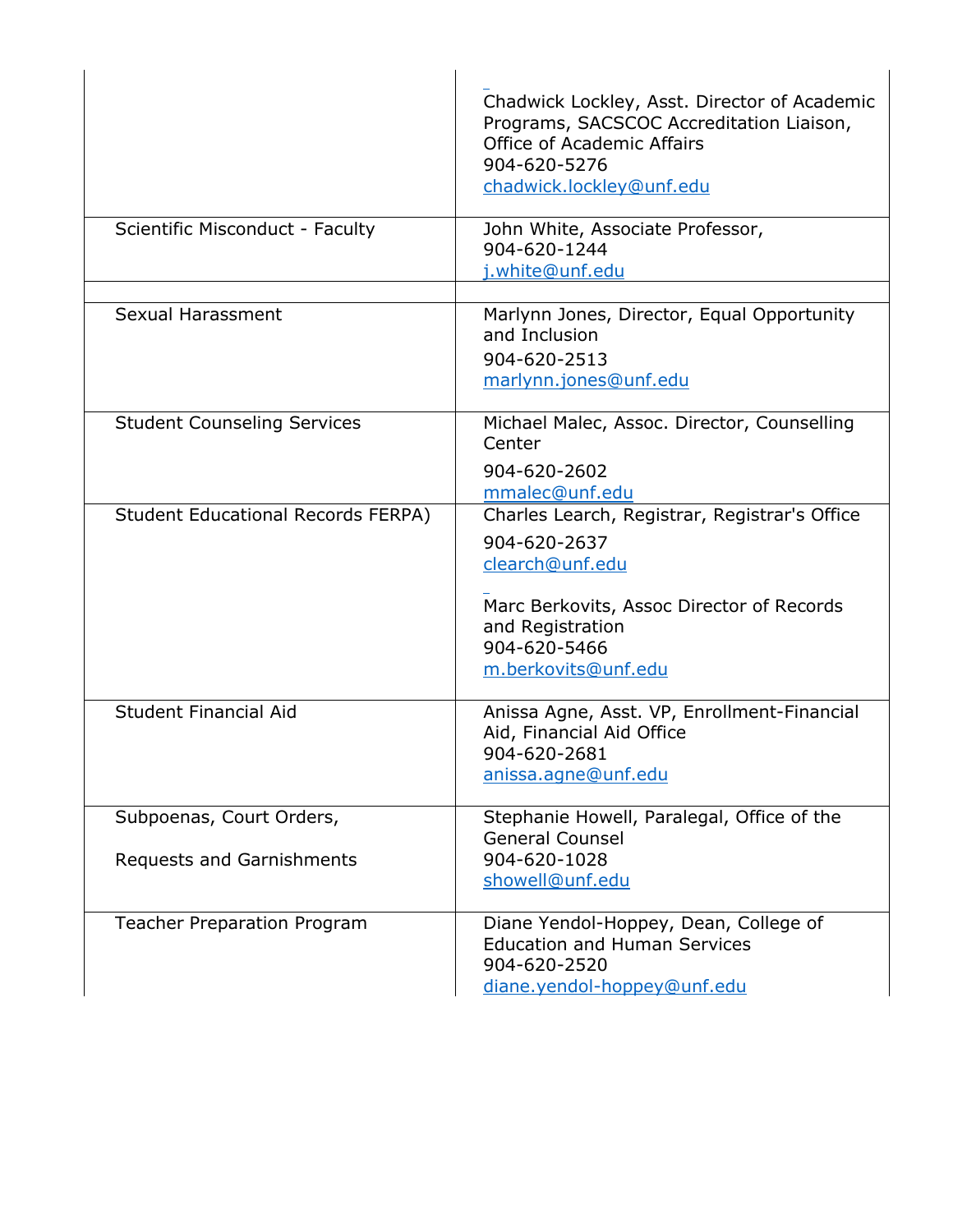| | |
|---|---|
| | Chadwick Lockley, Asst. Director of Academic Programs, SACSCOC Accreditation Liaison, Office of Academic Affairs<br>904-620-5276<br>chadwick.lockley@unf.edu |
| Scientific Misconduct - Faculty | John White, Associate Professor,<br>904-620-1244<br>j.white@unf.edu |
| | |
| Sexual Harassment | Marlynn Jones, Director, Equal Opportunity and Inclusion<br>904-620-2513<br>marlynn.jones@unf.edu |
| Student Counseling Services | Michael Malec, Assoc. Director, Counselling Center<br>904-620-2602<br>mmalec@unf.edu |
| Student Educational Records FERPA) | Charles Learch, Registrar, Registrar's Office<br>904-620-2637<br>clearch@unf.edu<br><br>Marc Berkovits, Assoc Director of Records and Registration<br>904-620-5466<br>m.berkovits@unf.edu |
| Student Financial Aid | Anissa Agne, Asst. VP, Enrollment-Financial Aid, Financial Aid Office<br>904-620-2681<br>anissa.agne@unf.edu |
| Subpoenas, Court Orders,<br><br>Requests and Garnishments | Stephanie Howell, Paralegal, Office of the General Counsel<br>904-620-1028<br>showell@unf.edu |
| Teacher Preparation Program | Diane Yendol-Hoppey, Dean, College of Education and Human Services<br>904-620-2520<br>diane.yendol-hoppey@unf.edu |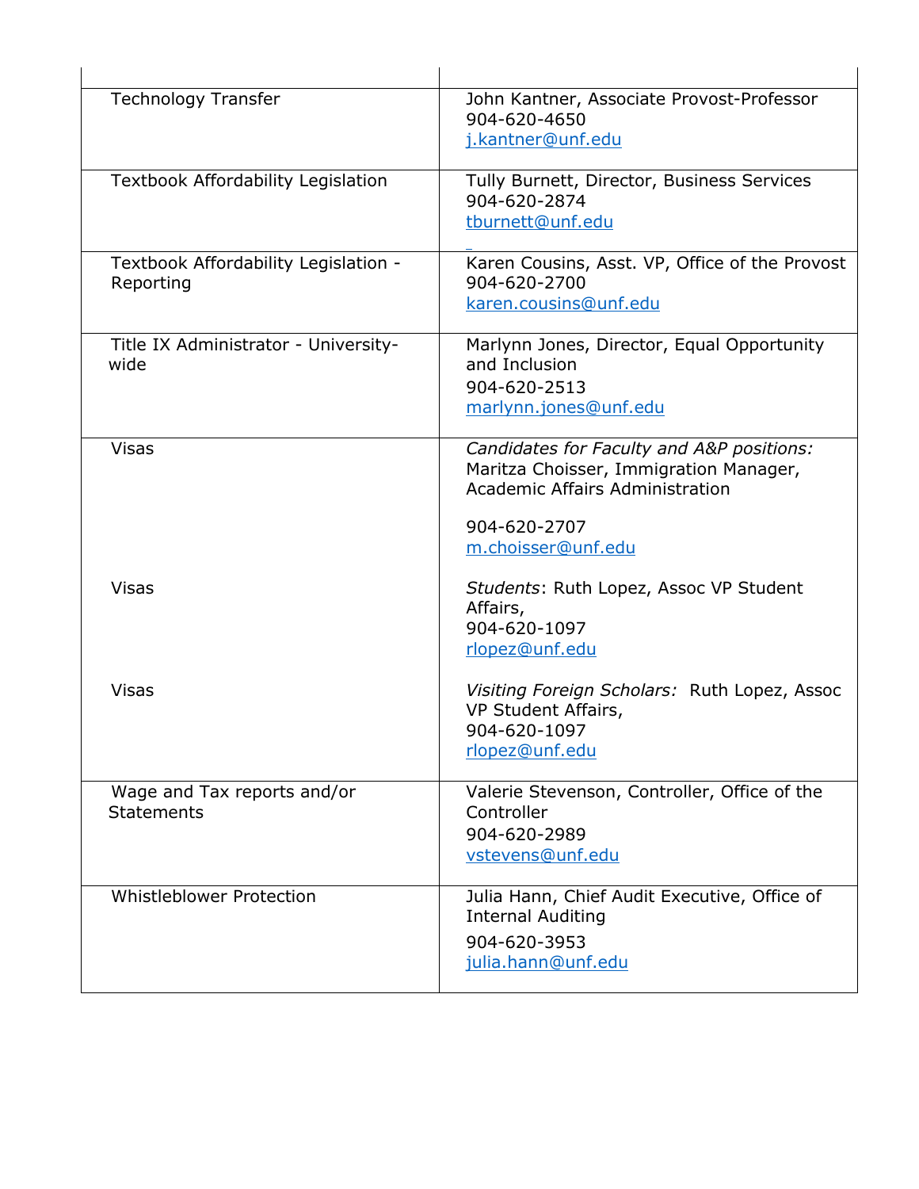| | |
|---|---|
| Technology Transfer | John Kantner, Associate Provost-Professor<br>904-620-4650<br>j.kantner@unf.edu |
| Textbook Affordability Legislation | Tully Burnett, Director, Business Services<br>904-620-2874<br>tburnett@unf.edu |
| Textbook Affordability Legislation - Reporting | Karen Cousins, Asst. VP, Office of the Provost<br>904-620-2700<br>karen.cousins@unf.edu |
| Title IX Administrator - University-wide | Marlynn Jones, Director, Equal Opportunity and Inclusion<br>904-620-2513<br>marlynn.jones@unf.edu |
| Visas<br><br><br><br><br><br>Visas<br><br><br><br><br>Visas | *Candidates for Faculty and A&P positions:* Maritza Choisser, Immigration Manager, Academic Affairs Administration<br><br>904-620-2707<br>m.choisser@unf.edu<br><br>*Students*: Ruth Lopez, Assoc VP Student Affairs,<br>904-620-1097<br>rlopez@unf.edu<br><br>*Visiting Foreign Scholars:* Ruth Lopez, Assoc VP Student Affairs,<br>904-620-1097<br>rlopez@unf.edu |
| Wage and Tax reports and/or Statements | Valerie Stevenson, Controller, Office of the Controller<br>904-620-2989<br>vstevens@unf.edu |
| Whistleblower Protection | Julia Hann, Chief Audit Executive, Office of Internal Auditing<br>904-620-3953<br>julia.hann@unf.edu |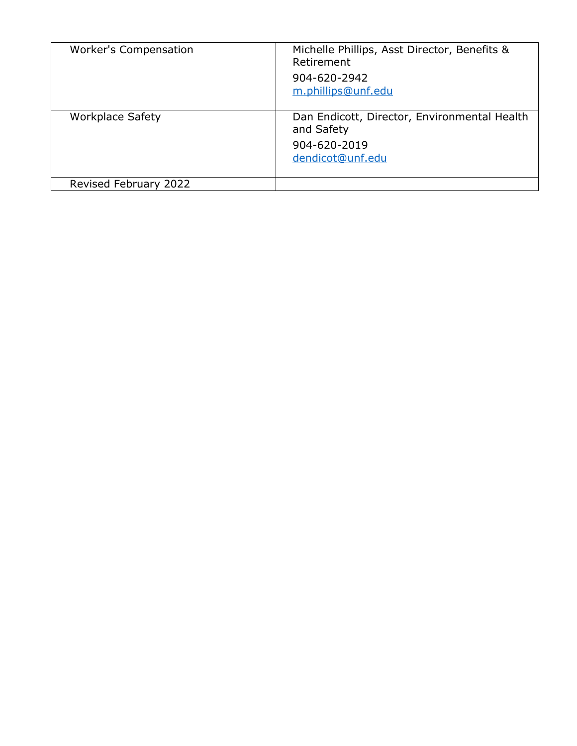| | |
|---|---|
| Worker's Compensation | Michelle Phillips, Asst Director, Benefits & Retirement<br>904-620-2942<br>m.phillips@unf.edu |
| Workplace Safety | Dan Endicott, Director, Environmental Health and Safety<br>904-620-2019<br>dendicot@unf.edu |
| Revised February 2022 | |